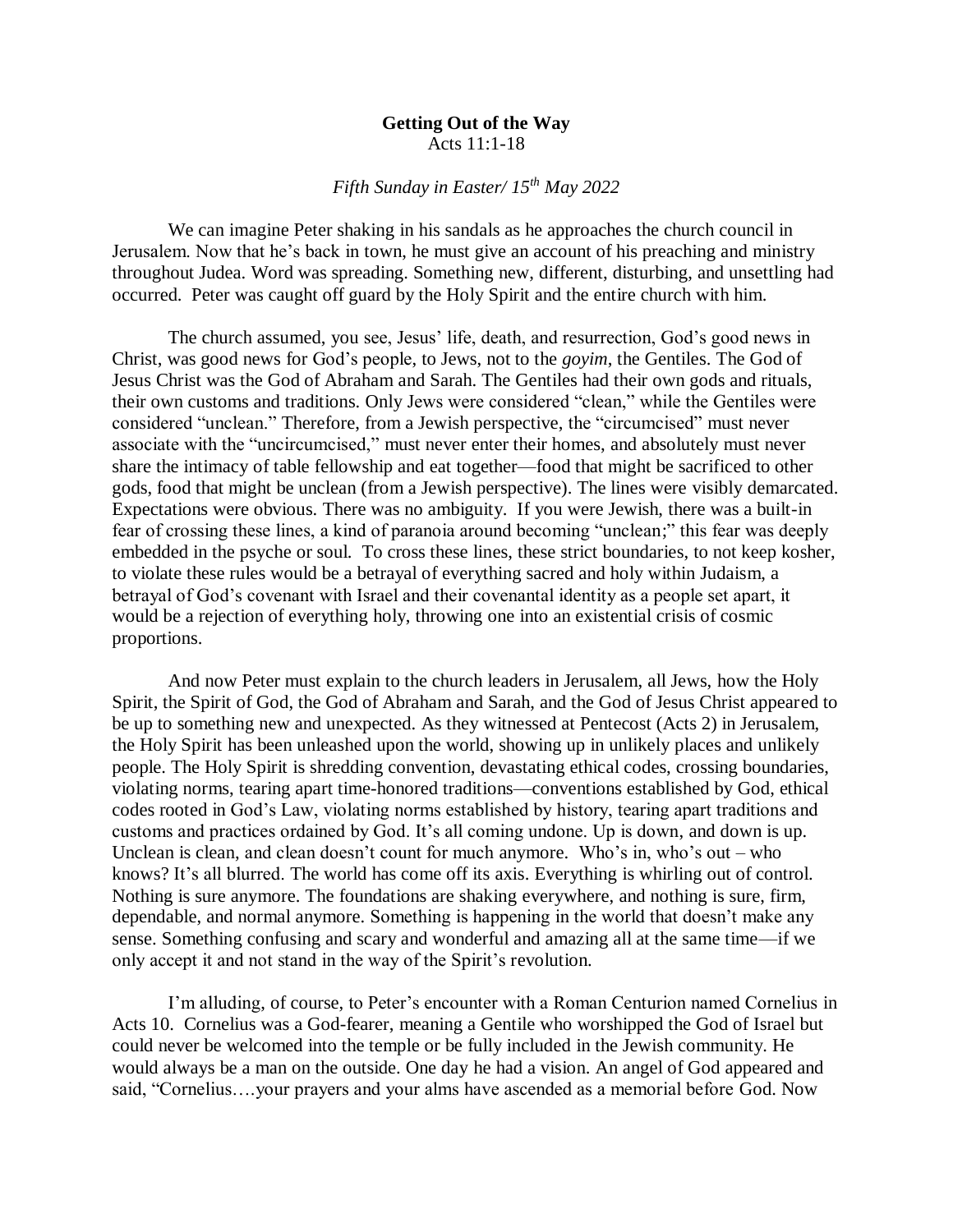**Getting Out of the Way**
Acts 11:1-18

*Fifth Sunday in Easter/ 15th May 2022*

We can imagine Peter shaking in his sandals as he approaches the church council in Jerusalem. Now that he's back in town, he must give an account of his preaching and ministry throughout Judea. Word was spreading. Something new, different, disturbing, and unsettling had occurred. Peter was caught off guard by the Holy Spirit and the entire church with him.

The church assumed, you see, Jesus' life, death, and resurrection, God's good news in Christ, was good news for God's people, to Jews, not to the *goyim*, the Gentiles. The God of Jesus Christ was the God of Abraham and Sarah. The Gentiles had their own gods and rituals, their own customs and traditions. Only Jews were considered "clean," while the Gentiles were considered "unclean." Therefore, from a Jewish perspective, the "circumcised" must never associate with the "uncircumcised," must never enter their homes, and absolutely must never share the intimacy of table fellowship and eat together—food that might be sacrificed to other gods, food that might be unclean (from a Jewish perspective). The lines were visibly demarcated. Expectations were obvious. There was no ambiguity. If you were Jewish, there was a built-in fear of crossing these lines, a kind of paranoia around becoming "unclean;" this fear was deeply embedded in the psyche or soul. To cross these lines, these strict boundaries, to not keep kosher, to violate these rules would be a betrayal of everything sacred and holy within Judaism, a betrayal of God's covenant with Israel and their covenantal identity as a people set apart, it would be a rejection of everything holy, throwing one into an existential crisis of cosmic proportions.

And now Peter must explain to the church leaders in Jerusalem, all Jews, how the Holy Spirit, the Spirit of God, the God of Abraham and Sarah, and the God of Jesus Christ appeared to be up to something new and unexpected. As they witnessed at Pentecost (Acts 2) in Jerusalem, the Holy Spirit has been unleashed upon the world, showing up in unlikely places and unlikely people. The Holy Spirit is shredding convention, devastating ethical codes, crossing boundaries, violating norms, tearing apart time-honored traditions—conventions established by God, ethical codes rooted in God's Law, violating norms established by history, tearing apart traditions and customs and practices ordained by God. It's all coming undone. Up is down, and down is up. Unclean is clean, and clean doesn't count for much anymore. Who's in, who's out – who knows? It's all blurred. The world has come off its axis. Everything is whirling out of control. Nothing is sure anymore. The foundations are shaking everywhere, and nothing is sure, firm, dependable, and normal anymore. Something is happening in the world that doesn't make any sense. Something confusing and scary and wonderful and amazing all at the same time—if we only accept it and not stand in the way of the Spirit's revolution.

I'm alluding, of course, to Peter's encounter with a Roman Centurion named Cornelius in Acts 10. Cornelius was a God-fearer, meaning a Gentile who worshipped the God of Israel but could never be welcomed into the temple or be fully included in the Jewish community. He would always be a man on the outside. One day he had a vision. An angel of God appeared and said, "Cornelius….your prayers and your alms have ascended as a memorial before God. Now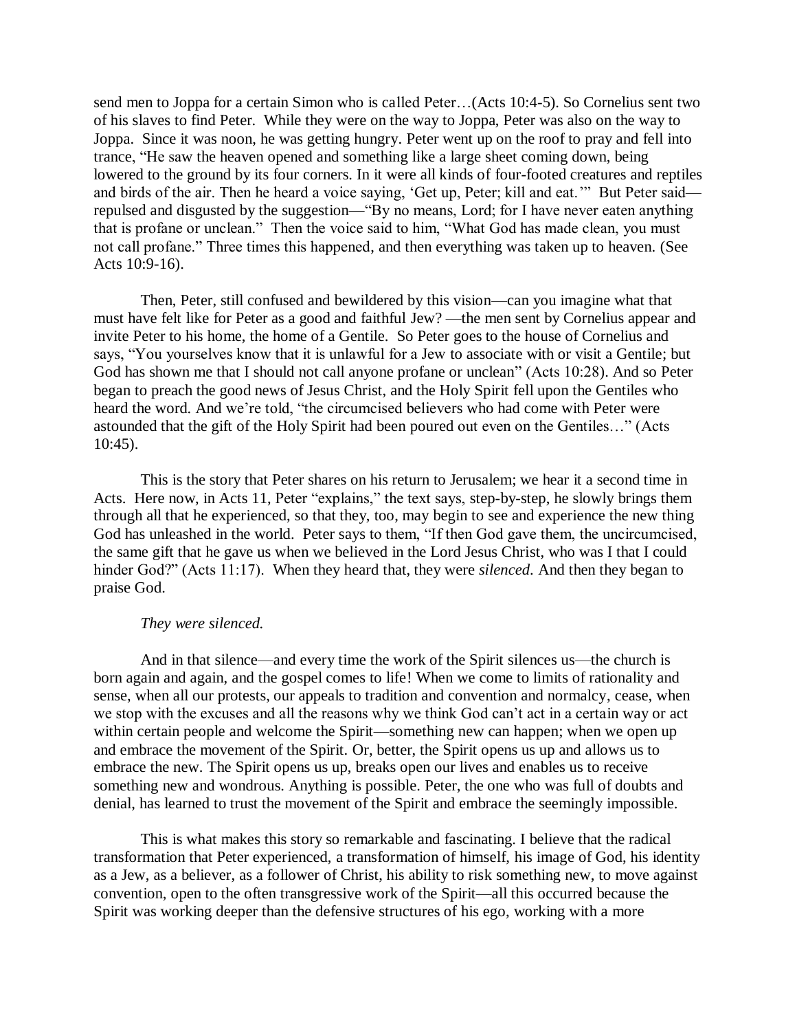send men to Joppa for a certain Simon who is called Peter…(Acts 10:4-5). So Cornelius sent two of his slaves to find Peter. While they were on the way to Joppa, Peter was also on the way to Joppa. Since it was noon, he was getting hungry. Peter went up on the roof to pray and fell into trance, "He saw the heaven opened and something like a large sheet coming down, being lowered to the ground by its four corners. In it were all kinds of four-footed creatures and reptiles and birds of the air. Then he heard a voice saying, 'Get up, Peter; kill and eat.'" But Peter said—repulsed and disgusted by the suggestion—"By no means, Lord; for I have never eaten anything that is profane or unclean." Then the voice said to him, "What God has made clean, you must not call profane." Three times this happened, and then everything was taken up to heaven. (See Acts 10:9-16).

Then, Peter, still confused and bewildered by this vision—can you imagine what that must have felt like for Peter as a good and faithful Jew? —the men sent by Cornelius appear and invite Peter to his home, the home of a Gentile. So Peter goes to the house of Cornelius and says, "You yourselves know that it is unlawful for a Jew to associate with or visit a Gentile; but God has shown me that I should not call anyone profane or unclean" (Acts 10:28). And so Peter began to preach the good news of Jesus Christ, and the Holy Spirit fell upon the Gentiles who heard the word. And we're told, "the circumcised believers who had come with Peter were astounded that the gift of the Holy Spirit had been poured out even on the Gentiles…" (Acts 10:45).

This is the story that Peter shares on his return to Jerusalem; we hear it a second time in Acts. Here now, in Acts 11, Peter "explains," the text says, step-by-step, he slowly brings them through all that he experienced, so that they, too, may begin to see and experience the new thing God has unleashed in the world. Peter says to them, "If then God gave them, the uncircumcised, the same gift that he gave us when we believed in the Lord Jesus Christ, who was I that I could hinder God?" (Acts 11:17). When they heard that, they were *silenced.* And then they began to praise God.

*They were silenced.*

And in that silence—and every time the work of the Spirit silences us—the church is born again and again, and the gospel comes to life! When we come to limits of rationality and sense, when all our protests, our appeals to tradition and convention and normalcy, cease, when we stop with the excuses and all the reasons why we think God can't act in a certain way or act within certain people and welcome the Spirit—something new can happen; when we open up and embrace the movement of the Spirit. Or, better, the Spirit opens us up and allows us to embrace the new. The Spirit opens us up, breaks open our lives and enables us to receive something new and wondrous. Anything is possible. Peter, the one who was full of doubts and denial, has learned to trust the movement of the Spirit and embrace the seemingly impossible.

This is what makes this story so remarkable and fascinating. I believe that the radical transformation that Peter experienced, a transformation of himself, his image of God, his identity as a Jew, as a believer, as a follower of Christ, his ability to risk something new, to move against convention, open to the often transgressive work of the Spirit—all this occurred because the Spirit was working deeper than the defensive structures of his ego, working with a more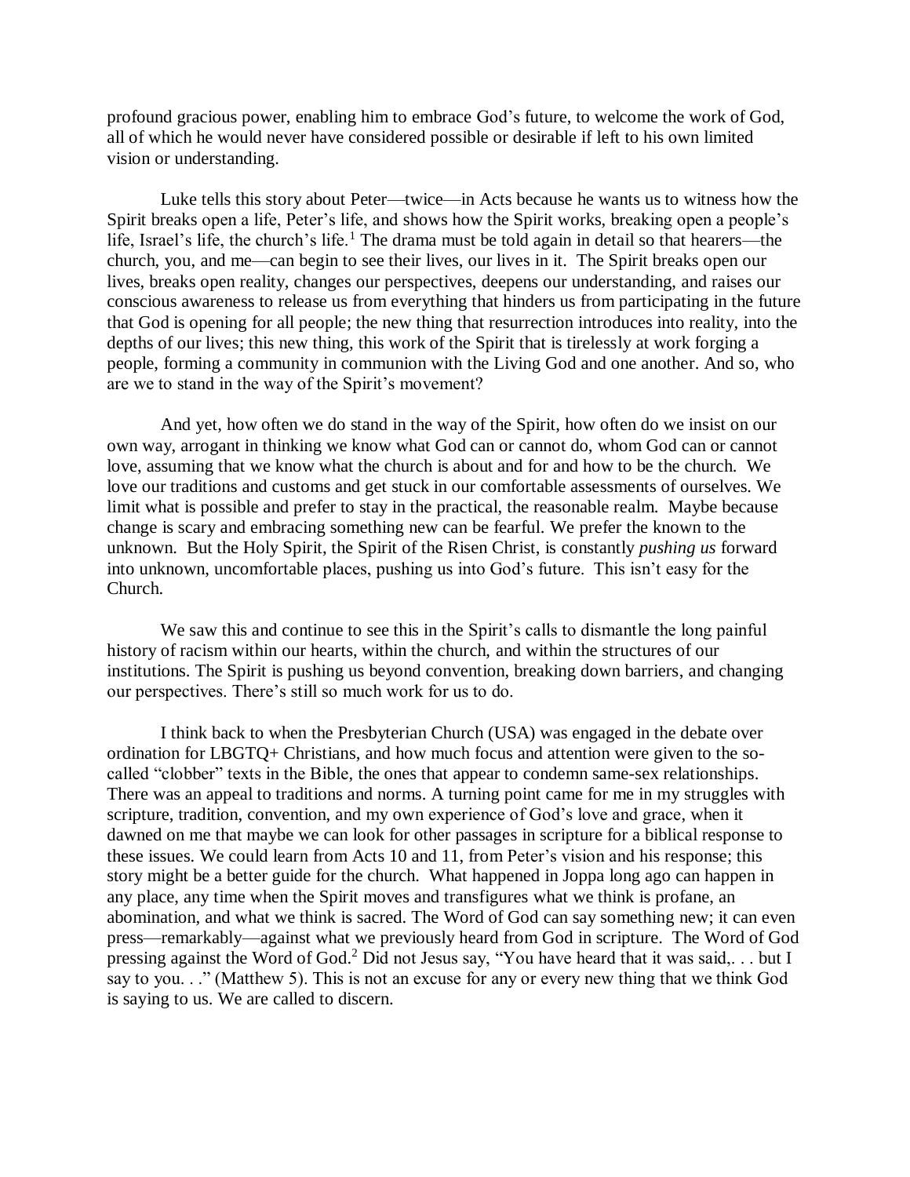profound gracious power, enabling him to embrace God's future, to welcome the work of God, all of which he would never have considered possible or desirable if left to his own limited vision or understanding.

Luke tells this story about Peter—twice—in Acts because he wants us to witness how the Spirit breaks open a life, Peter's life, and shows how the Spirit works, breaking open a people's life, Israel's life, the church's life.[1] The drama must be told again in detail so that hearers—the church, you, and me—can begin to see their lives, our lives in it. The Spirit breaks open our lives, breaks open reality, changes our perspectives, deepens our understanding, and raises our conscious awareness to release us from everything that hinders us from participating in the future that God is opening for all people; the new thing that resurrection introduces into reality, into the depths of our lives; this new thing, this work of the Spirit that is tirelessly at work forging a people, forming a community in communion with the Living God and one another. And so, who are we to stand in the way of the Spirit's movement?

And yet, how often we do stand in the way of the Spirit, how often do we insist on our own way, arrogant in thinking we know what God can or cannot do, whom God can or cannot love, assuming that we know what the church is about and for and how to be the church. We love our traditions and customs and get stuck in our comfortable assessments of ourselves. We limit what is possible and prefer to stay in the practical, the reasonable realm. Maybe because change is scary and embracing something new can be fearful. We prefer the known to the unknown. But the Holy Spirit, the Spirit of the Risen Christ, is constantly *pushing us* forward into unknown, uncomfortable places, pushing us into God's future. This isn't easy for the Church.

We saw this and continue to see this in the Spirit's calls to dismantle the long painful history of racism within our hearts, within the church, and within the structures of our institutions. The Spirit is pushing us beyond convention, breaking down barriers, and changing our perspectives. There's still so much work for us to do.

I think back to when the Presbyterian Church (USA) was engaged in the debate over ordination for LBGTQ+ Christians, and how much focus and attention were given to the so-called "clobber" texts in the Bible, the ones that appear to condemn same-sex relationships. There was an appeal to traditions and norms. A turning point came for me in my struggles with scripture, tradition, convention, and my own experience of God's love and grace, when it dawned on me that maybe we can look for other passages in scripture for a biblical response to these issues. We could learn from Acts 10 and 11, from Peter's vision and his response; this story might be a better guide for the church. What happened in Joppa long ago can happen in any place, any time when the Spirit moves and transfigures what we think is profane, an abomination, and what we think is sacred. The Word of God can say something new; it can even press—remarkably—against what we previously heard from God in scripture. The Word of God pressing against the Word of God.[2] Did not Jesus say, "You have heard that it was said,. . . but I say to you. . ." (Matthew 5). This is not an excuse for any or every new thing that we think God is saying to us. We are called to discern.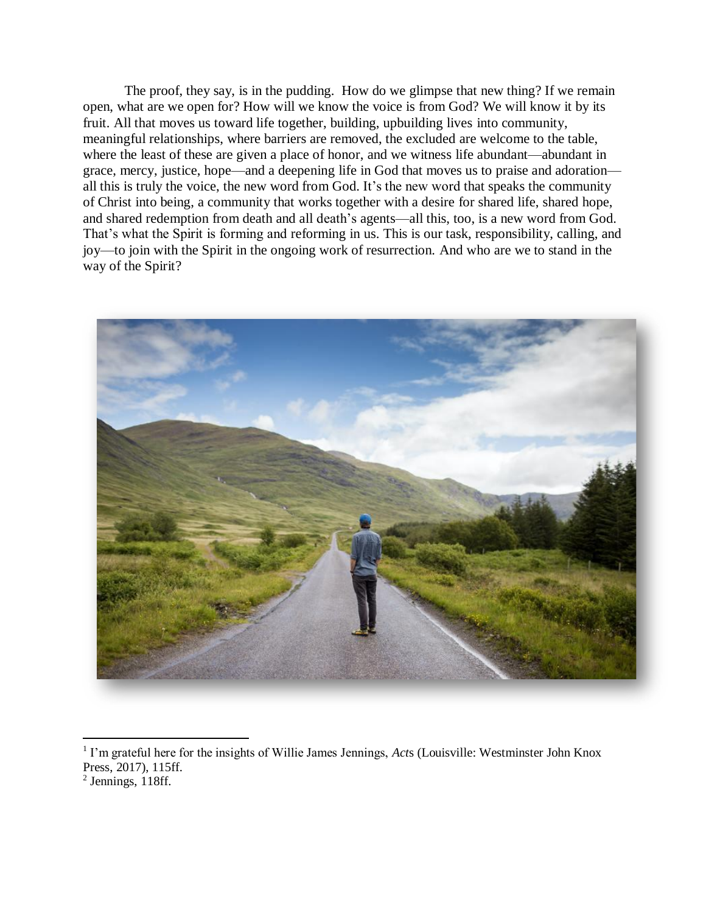The proof, they say, is in the pudding. How do we glimpse that new thing? If we remain open, what are we open for? How will we know the voice is from God? We will know it by its fruit. All that moves us toward life together, building, upbuilding lives into community, meaningful relationships, where barriers are removed, the excluded are welcome to the table, where the least of these are given a place of honor, and we witness life abundant—abundant in grace, mercy, justice, hope—and a deepening life in God that moves us to praise and adoration—all this is truly the voice, the new word from God. It's the new word that speaks the community of Christ into being, a community that works together with a desire for shared life, shared hope, and shared redemption from death and all death's agents—all this, too, is a new word from God. That's what the Spirit is forming and reforming in us. This is our task, responsibility, calling, and joy—to join with the Spirit in the ongoing work of resurrection. And who are we to stand in the way of the Spirit?

---

[1] I'm grateful here for the insights of Willie James Jennings, *Acts* (Louisville: Westminster John Knox Press, 2017), 115ff.

[2] Jennings, 118ff.